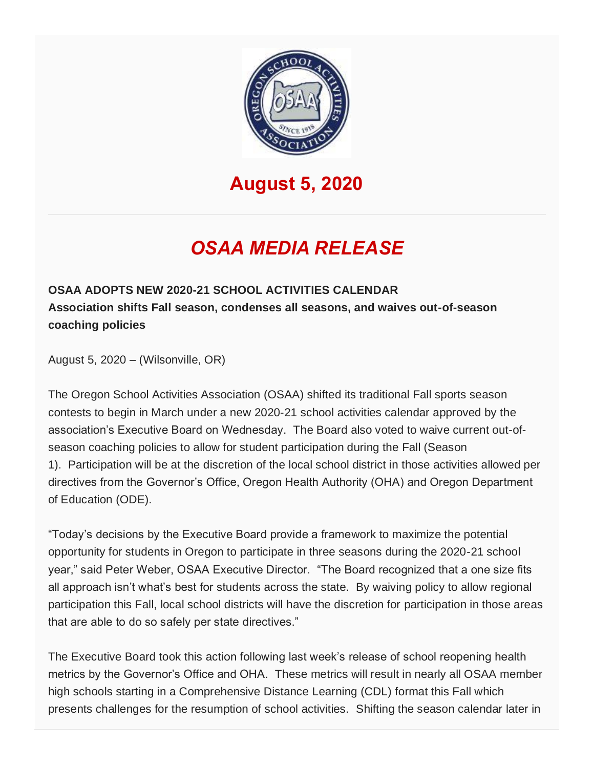# August 5, 2020

## *OSAA MEDIA RELEASE*

**OSAA ADOPTS NEW 2020-21 SCHOOL ACTIVITIES CALENDAR**
**Association shifts Fall season, condenses all seasons, and waives out-of-season coaching policies**

August 5, 2020 – (Wilsonville, OR)

The Oregon School Activities Association (OSAA) shifted its traditional Fall sports season contests to begin in March under a new 2020-21 school activities calendar approved by the association's Executive Board on Wednesday. The Board also voted to waive current out-of-season coaching policies to allow for student participation during the Fall (Season 1). Participation will be at the discretion of the local school district in those activities allowed per directives from the Governor's Office, Oregon Health Authority (OHA) and Oregon Department of Education (ODE).

"Today's decisions by the Executive Board provide a framework to maximize the potential opportunity for students in Oregon to participate in three seasons during the 2020-21 school year," said Peter Weber, OSAA Executive Director. "The Board recognized that a one size fits all approach isn't what's best for students across the state. By waiving policy to allow regional participation this Fall, local school districts will have the discretion for participation in those areas that are able to do so safely per state directives."

The Executive Board took this action following last week's release of school reopening health metrics by the Governor's Office and OHA. These metrics will result in nearly all OSAA member high schools starting in a Comprehensive Distance Learning (CDL) format this Fall which presents challenges for the resumption of school activities. Shifting the season calendar later in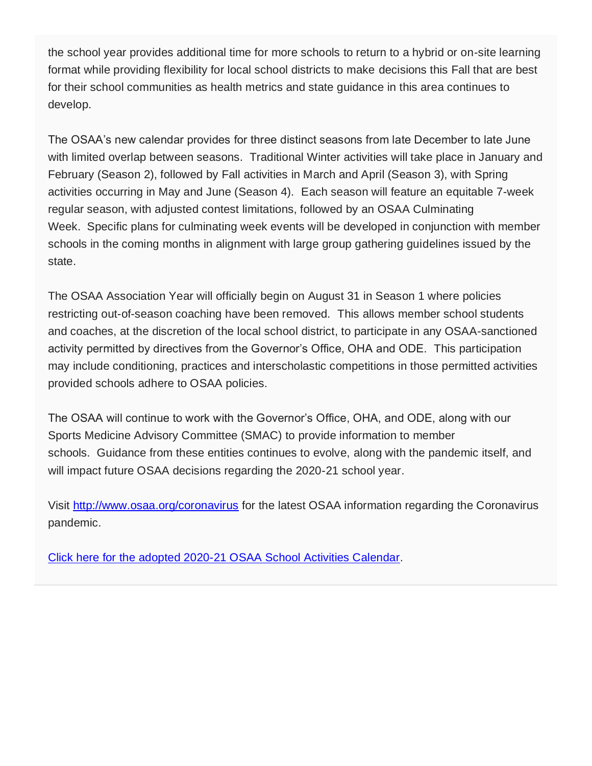the school year provides additional time for more schools to return to a hybrid or on-site learning format while providing flexibility for local school districts to make decisions this Fall that are best for their school communities as health metrics and state guidance in this area continues to develop.

The OSAA's new calendar provides for three distinct seasons from late December to late June with limited overlap between seasons. Traditional Winter activities will take place in January and February (Season 2), followed by Fall activities in March and April (Season 3), with Spring activities occurring in May and June (Season 4). Each season will feature an equitable 7-week regular season, with adjusted contest limitations, followed by an OSAA Culminating Week. Specific plans for culminating week events will be developed in conjunction with member schools in the coming months in alignment with large group gathering guidelines issued by the state.

The OSAA Association Year will officially begin on August 31 in Season 1 where policies restricting out-of-season coaching have been removed. This allows member school students and coaches, at the discretion of the local school district, to participate in any OSAA-sanctioned activity permitted by directives from the Governor's Office, OHA and ODE. This participation may include conditioning, practices and interscholastic competitions in those permitted activities provided schools adhere to OSAA policies.

The OSAA will continue to work with the Governor's Office, OHA, and ODE, along with our Sports Medicine Advisory Committee (SMAC) to provide information to member schools. Guidance from these entities continues to evolve, along with the pandemic itself, and will impact future OSAA decisions regarding the 2020-21 school year.

Visit [http://www.osaa.org/coronavirus](http://www.osaa.org/coronavirus) for the latest OSAA information regarding the Coronavirus pandemic.

[Click here for the adopted 2020-21 OSAA School Activities Calendar](#).